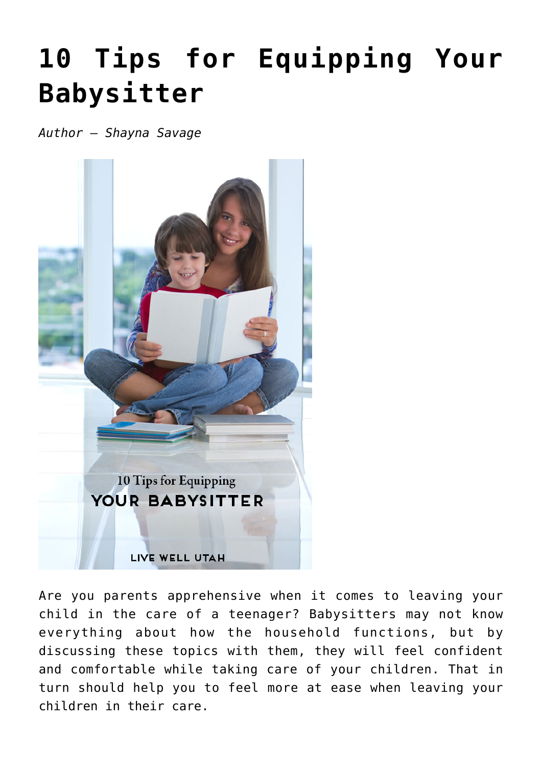# 10 Tips for Equipping Your Babysitter

*Author – Shayna Savage*

Are you parents apprehensive when it comes to leaving your child in the care of a teenager? Babysitters may not know everything about how the household functions, but by discussing these topics with them, they will feel confident and comfortable while taking care of your children. That in turn should help you to feel more at ease when leaving your children in their care.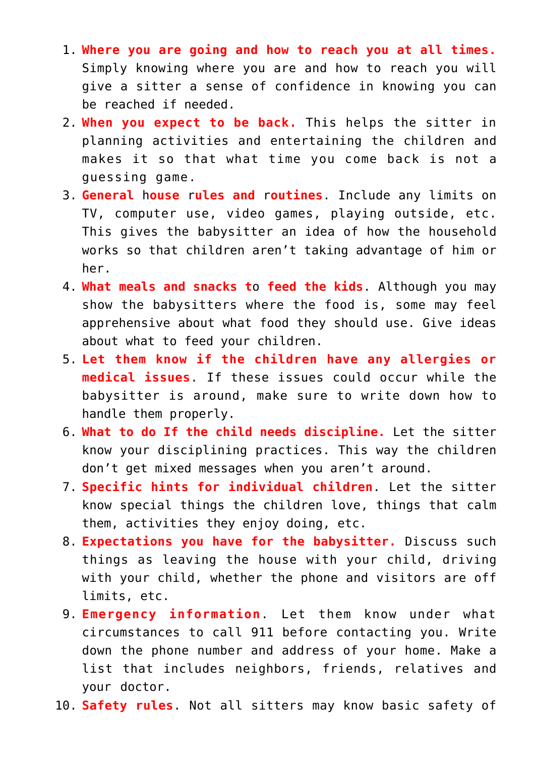1. **Where you are going and how to reach you at all times.** Simply knowing where you are and how to reach you will give a sitter a sense of confidence in knowing you can be reached if needed.
2. **When you expect to be back.** This helps the sitter in planning activities and entertaining the children and makes it so that what time you come back is not a guessing game.
3. **General house rules and routines**. Include any limits on TV, computer use, video games, playing outside, etc. This gives the babysitter an idea of how the household works so that children aren't taking advantage of him or her.
4. **What meals and snacks to feed the kids**. Although you may show the babysitters where the food is, some may feel apprehensive about what food they should use. Give ideas about what to feed your children.
5. **Let them know if the children have any allergies or medical issues**. If these issues could occur while the babysitter is around, make sure to write down how to handle them properly.
6. **What to do If the child needs discipline.** Let the sitter know your disciplining practices. This way the children don't get mixed messages when you aren't around.
7. **Specific hints for individual children**. Let the sitter know special things the children love, things that calm them, activities they enjoy doing, etc.
8. **Expectations you have for the babysitter.** Discuss such things as leaving the house with your child, driving with your child, whether the phone and visitors are off limits, etc.
9. **Emergency information**. Let them know under what circumstances to call 911 before contacting you. Write down the phone number and address of your home. Make a list that includes neighbors, friends, relatives and your doctor.
10. **Safety rules**. Not all sitters may know basic safety of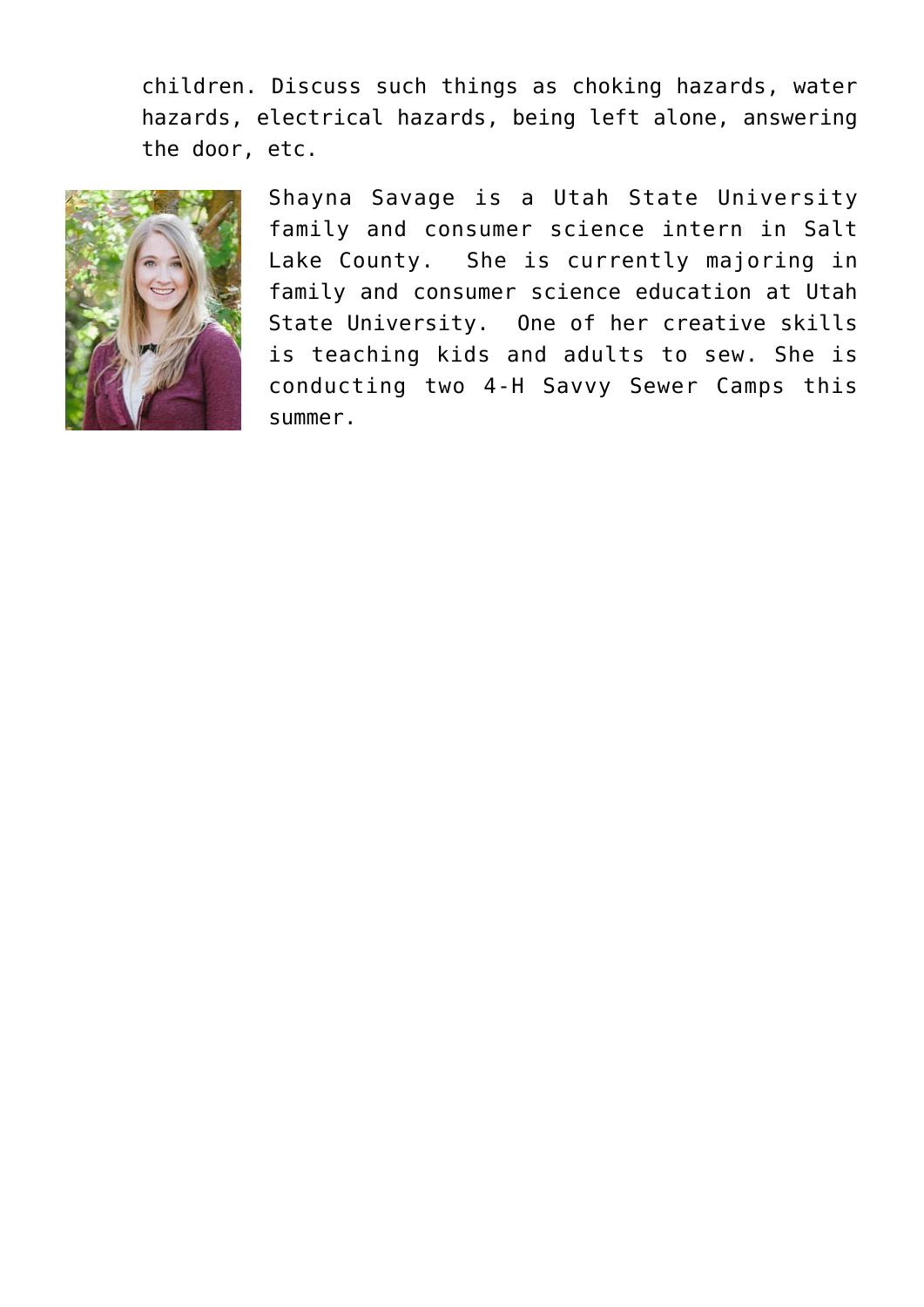children. Discuss such things as choking hazards, water hazards, electrical hazards, being left alone, answering the door, etc.

Shayna Savage is a Utah State University family and consumer science intern in Salt Lake County. She is currently majoring in family and consumer science education at Utah State University. One of her creative skills is teaching kids and adults to sew. She is conducting two 4-H Savvy Sewer Camps this summer.